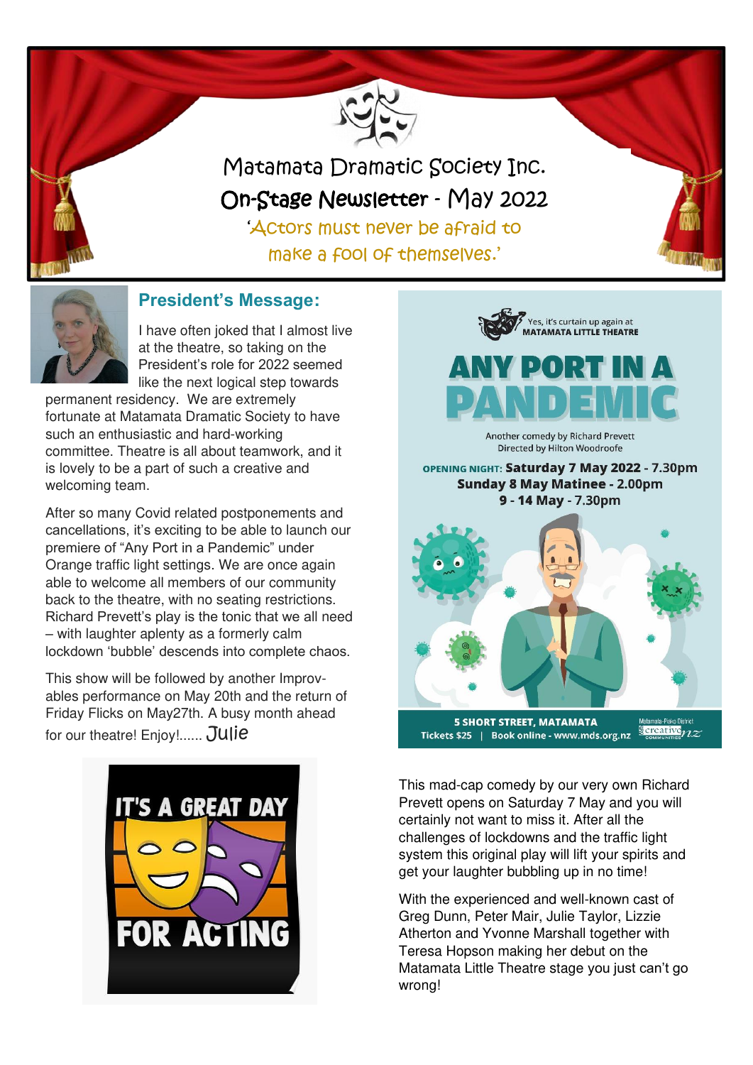# Matamata Dramatic Society Inc.

## On-Stage Newsletter - May 2022

'Actors must never be afraid to make a fool of themselves.'

## President's Message:

I have often joked that I almost live at the theatre, so taking on the President's role for 2022 seemed like the next logical step towards permanent residency. We are extremely fortunate at Matamata Dramatic Society to have such an enthusiastic and hard-working committee. Theatre is all about teamwork, and it is lovely to be a part of such a creative and welcoming team.

After so many Covid related postponements and cancellations, it's exciting to be able to launch our premiere of "Any Port in a Pandemic" under Orange traffic light settings. We are once again able to welcome all members of our community back to the theatre, with no seating restrictions. Richard Prevett's play is the tonic that we all need – with laughter aplenty as a formerly calm lockdown 'bubble' descends into complete chaos.

This show will be followed by another Improv-ables performance on May 20th and the return of Friday Flicks on May27th. A busy month ahead for our theatre! Enjoy!...... Julie

IT'S A GREAT DAY FOR ACTING

Yes, it's curtain up again at MATAMATA LITTLE THEATRE

# ANY PORT IN A PANDEMIC

Another comedy by Richard Prevett
Directed by Hilton Woodroofe

OPENING NIGHT: **Saturday 7 May 2022 - 7.30pm**
**Sunday 8 May Matinee - 2.00pm**
**9 - 14 May - 7.30pm**

**5 SHORT STREET, MATAMATA**
**Tickets $25 | Book online - www.mds.org.nz**

Matamata-Piako District creative nz COMMUNITIES

This mad-cap comedy by our very own Richard Prevett opens on Saturday 7 May and you will certainly not want to miss it. After all the challenges of lockdowns and the traffic light system this original play will lift your spirits and get your laughter bubbling up in no time!

With the experienced and well-known cast of Greg Dunn, Peter Mair, Julie Taylor, Lizzie Atherton and Yvonne Marshall together with Teresa Hopson making her debut on the Matamata Little Theatre stage you just can't go wrong!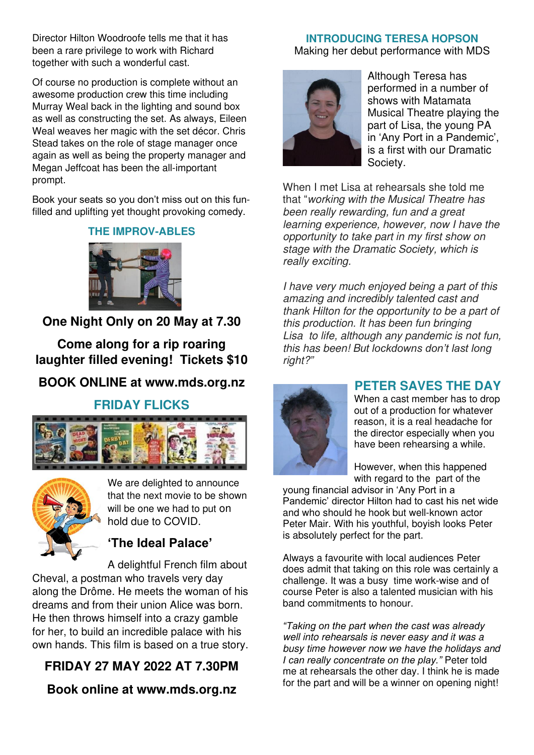Director Hilton Woodroofe tells me that it has been a rare privilege to work with Richard together with such a wonderful cast.

Of course no production is complete without an awesome production crew this time including Murray Weal back in the lighting and sound box as well as constructing the set. As always, Eileen Weal weaves her magic with the set décor. Chris Stead takes on the role of stage manager once again as well as being the property manager and Megan Jeffcoat has been the all-important prompt.

Book your seats so you don't miss out on this fun-filled and uplifting yet thought provoking comedy.

## THE IMPROV-ABLES

**One Night Only on 20 May at 7.30**

**Come along for a rip roaring laughter filled evening! Tickets $10**

**BOOK ONLINE at www.mds.org.nz**

## FRIDAY FLICKS

We are delighted to announce that the next movie to be shown will be one we had to put on hold due to COVID.

### 'The Ideal Palace'

A delightful French film about Cheval, a postman who travels very day along the Drôme. He meets the woman of his dreams and from their union Alice was born. He then throws himself into a crazy gamble for her, to build an incredible palace with his own hands. This film is based on a true story.

**FRIDAY 27 MAY 2022 AT 7.30PM**

**Book online at www.mds.org.nz**

## INTRODUCING TERESA HOPSON

Making her debut performance with MDS

Although Teresa has performed in a number of shows with Matamata Musical Theatre playing the part of Lisa, the young PA in 'Any Port in a Pandemic', is a first with our Dramatic Society.

When I met Lisa at rehearsals she told me that "*working with the Musical Theatre has been really rewarding, fun and a great learning experience, however, now I have the opportunity to take part in my first show on stage with the Dramatic Society, which is really exciting.*

*I have very much enjoyed being a part of this amazing and incredibly talented cast and thank Hilton for the opportunity to be a part of this production. It has been fun bringing Lisa to life, although any pandemic is not fun, this has been! But lockdowns don't last long right?"*

## PETER SAVES THE DAY

When a cast member has to drop out of a production for whatever reason, it is a real headache for the director especially when you have been rehearsing a while.

However, when this happened with regard to the part of the young financial advisor in 'Any Port in a Pandemic' director Hilton had to cast his net wide and who should he hook but well-known actor Peter Mair. With his youthful, boyish looks Peter is absolutely perfect for the part.

Always a favourite with local audiences Peter does admit that taking on this role was certainly a challenge. It was a busy time work-wise and of course Peter is also a talented musician with his band commitments to honour.

*"Taking on the part when the cast was already well into rehearsals is never easy and it was a busy time however now we have the holidays and I can really concentrate on the play."* Peter told me at rehearsals the other day. I think he is made for the part and will be a winner on opening night!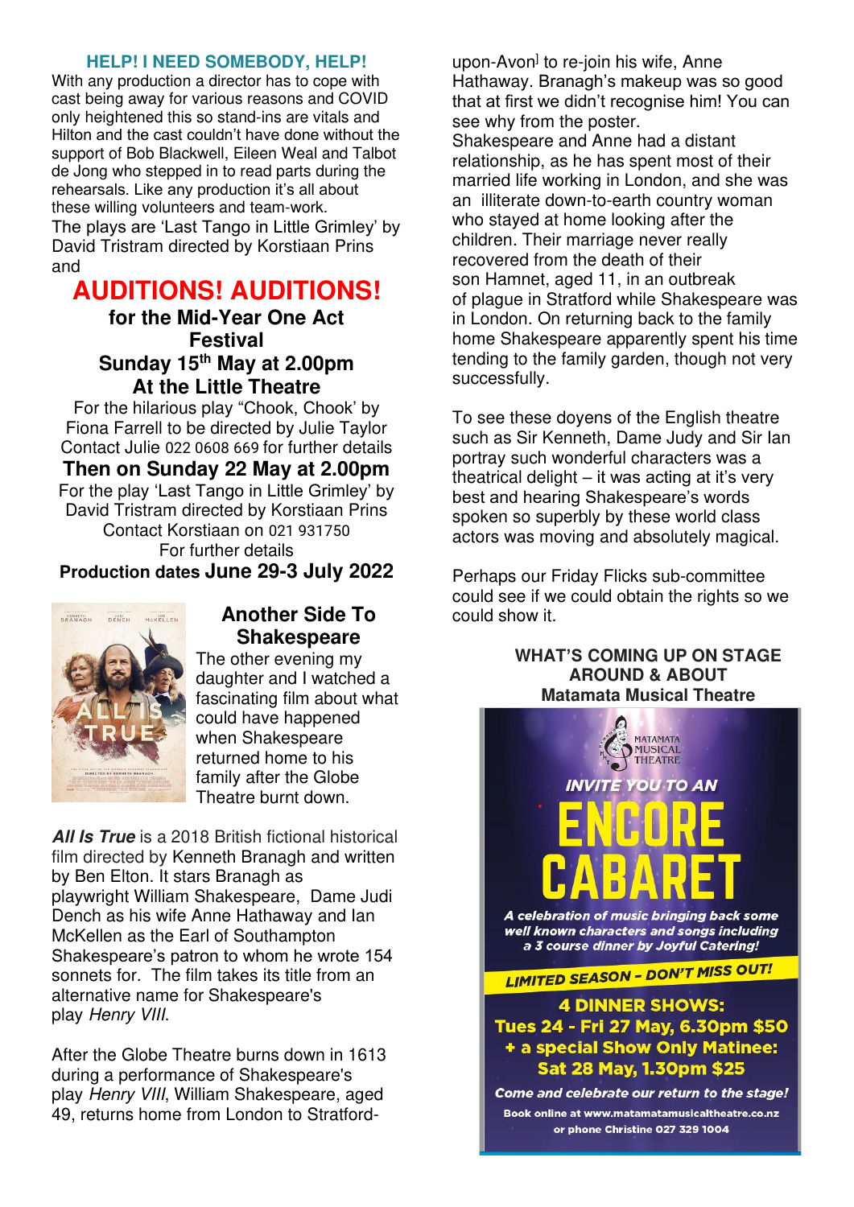### HELP! I NEED SOMEBODY, HELP!

With any production a director has to cope with cast being away for various reasons and COVID only heightened this so stand-ins are vitals and Hilton and the cast couldn't have done without the support of Bob Blackwell, Eileen Weal and Talbot de Jong who stepped in to read parts during the rehearsals. Like any production it's all about these willing volunteers and team-work.

The plays are 'Last Tango in Little Grimley' by David Tristram directed by Korstiaan Prins and

# AUDITIONS! AUDITIONS!

**for the Mid-Year One Act Festival**

**Sunday 15th May at 2.00pm**

**At the Little Theatre**

For the hilarious play "Chook, Chook' by Fiona Farrell to be directed by Julie Taylor
Contact Julie 022 0608 669 for further details

**Then on Sunday 22 May at 2.00pm**

For the play 'Last Tango in Little Grimley' by David Tristram directed by Korstiaan Prins
Contact Korstiaan on 021 931750
For further details

**Production dates June 29-3 July 2022**

## Another Side To Shakespeare

The other evening my daughter and I watched a fascinating film about what could have happened when Shakespeare returned home to his family after the Globe Theatre burnt down.

***All Is True*** is a 2018 British fictional historical film directed by Kenneth Branagh and written by Ben Elton. It stars Branagh as playwright William Shakespeare, Dame Judi Dench as his wife Anne Hathaway and Ian McKellen as the Earl of Southampton Shakespeare's patron to whom he wrote 154 sonnets for. The film takes its title from an alternative name for Shakespeare's play *Henry VIII*.

After the Globe Theatre burns down in 1613 during a performance of Shakespeare's play *Henry VIII*, William Shakespeare, aged 49, returns home from London to Stratford-upon-Avon to re-join his wife, Anne Hathaway. Branagh's makeup was so good that at first we didn't recognise him! You can see why from the poster.

Shakespeare and Anne had a distant relationship, as he has spent most of their married life working in London, and she was an illiterate down-to-earth country woman who stayed at home looking after the children. Their marriage never really recovered from the death of their son Hamnet, aged 11, in an outbreak of plague in Stratford while Shakespeare was in London. On returning back to the family home Shakespeare apparently spent his time tending to the family garden, though not very successfully.

To see these doyens of the English theatre such as Sir Kenneth, Dame Judy and Sir Ian portray such wonderful characters was a theatrical delight – it was acting at it's very best and hearing Shakespeare's words spoken so superbly by these world class actors was moving and absolutely magical.

Perhaps our Friday Flicks sub-committee could see if we could obtain the rights so we could show it.

### WHAT'S COMING UP ON STAGE AROUND & ABOUT
### Matamata Musical Theatre

Matamata Musical Theatre

*INVITE YOU TO AN*

# ENCORE CABARET

***A celebration of music bringing back some well known characters and songs including a 3 course dinner by Joyful Catering!***

***LIMITED SEASON – DON'T MISS OUT!***

**4 DINNER SHOWS:**
**Tues 24 - Fri 27 May, 6.30pm $50**
**+ a special Show Only Matinee:**
**Sat 28 May, 1.30pm $25**

***Come and celebrate our return to the stage!***

**Book online at www.matamatamusicaltheatre.co.nz or phone Christine 027 329 1004**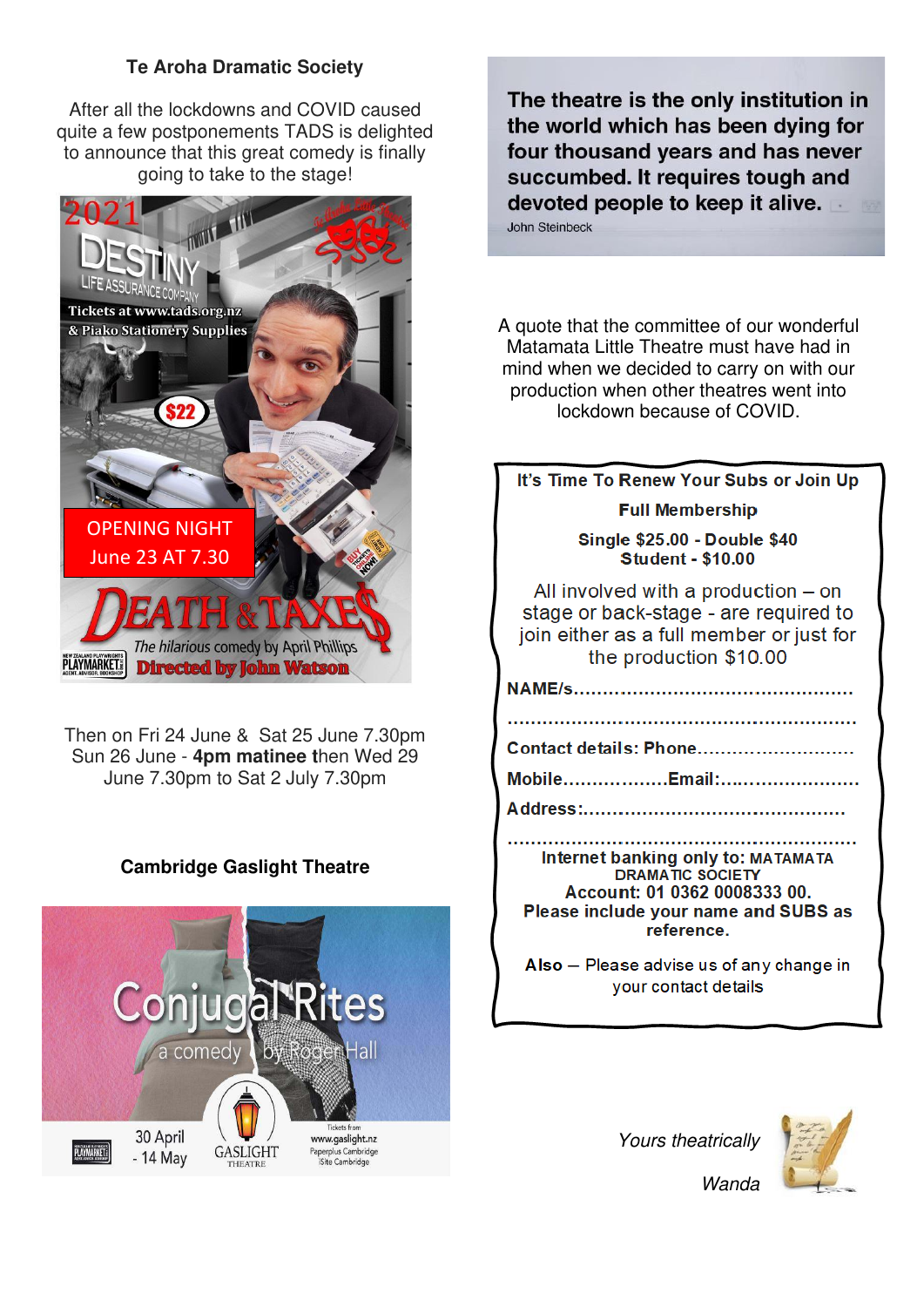### Te Aroha Dramatic Society

After all the lockdowns and COVID caused quite a few postponements TADS is delighted to announce that this great comedy is finally going to take to the stage!

2021

DESTINY LIFE ASSURANCE COMPANY

Tickets at www.tads.org.nz & Piako Stationery Supplies

$22

OPENING NIGHT June 23 AT 7.30

DEATH & TAXES

The hilarious comedy by April Phillips

Directed by John Watson

Then on Fri 24 June & Sat 25 June 7.30pm Sun 26 June - **4pm matinee** then Wed 29 June 7.30pm to Sat 2 July 7.30pm

### Cambridge Gaslight Theatre

Conjugal Rites

a comedy by Roger Hall

30 April - 14 May

GASLIGHT THEATRE

Tickets from www.gaslight.nz Paperplus Cambridge iSite Cambridge

**The theatre is the only institution in the world which has been dying for four thousand years and has never succumbed. It requires tough and devoted people to keep it alive.**

John Steinbeck

A quote that the committee of our wonderful Matamata Little Theatre must have had in mind when we decided to carry on with our production when other theatres went into lockdown because of COVID.

**It's Time To Renew Your Subs or Join Up**

**Full Membership**

**Single $25.00 - Double $40**
**Student - $10.00**

All involved with a production – on stage or back-stage - are required to join either as a full member or just for the production $10.00

**NAME/s**...............................................

..........................................................

**Contact details: Phone**...........................

**Mobile**..................**Email:**.......................

**Address:**...........................................

..........................................................

**Internet banking only to: MATAMATA DRAMATIC SOCIETY**
**Account: 01 0362 0008333 00.**
**Please include your name and SUBS as reference.**

**Also** – Please advise us of any change in your contact details

*Yours theatrically*

*Wanda*